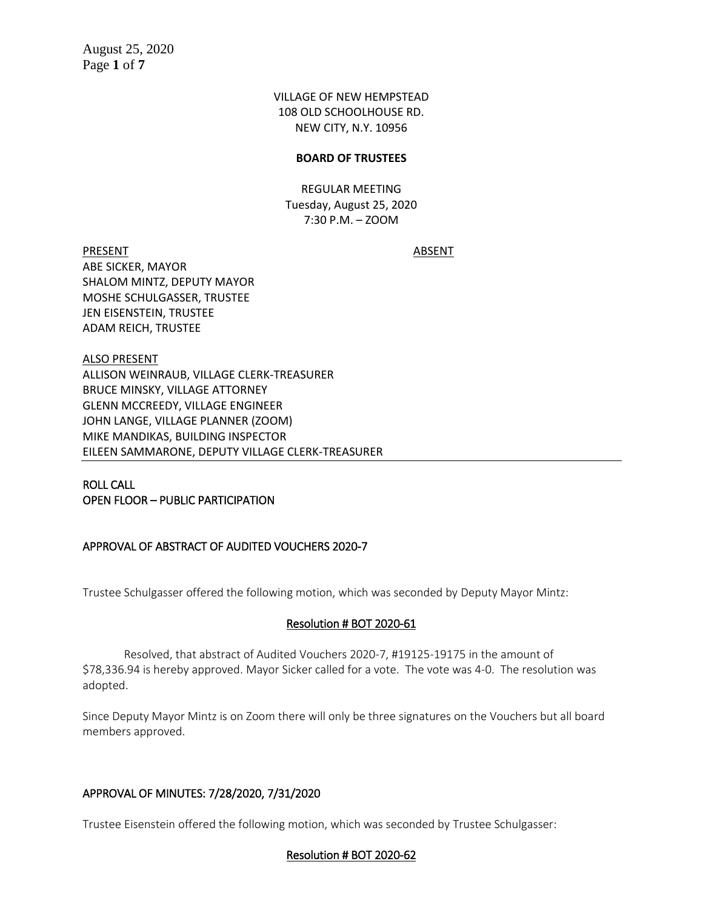VILLAGE OF NEW HEMPSTEAD
108 OLD SCHOOLHOUSE RD.
NEW CITY, N.Y. 10956

**BOARD OF TRUSTEES**

REGULAR MEETING
Tuesday, August 25, 2020
7:30 P.M. – ZOOM

| PRESENT | ABSENT |
| --- | --- |
| ABE SICKER, MAYOR | |
| SHALOM MINTZ, DEPUTY MAYOR | |
| MOSHE SCHULGASSER, TRUSTEE | |
| JEN EISENSTEIN, TRUSTEE | |
| ADAM REICH, TRUSTEE | |

ALSO PRESENT
ALLISON WEINRAUB, VILLAGE CLERK-TREASURER
BRUCE MINSKY, VILLAGE ATTORNEY
GLENN MCCREEDY, VILLAGE ENGINEER
JOHN LANGE, VILLAGE PLANNER (ZOOM)
MIKE MANDIKAS, BUILDING INSPECTOR
EILEEN SAMMARONE, DEPUTY VILLAGE CLERK-TREASURER

ROLL CALL
OPEN FLOOR – PUBLIC PARTICIPATION

## APPROVAL OF ABSTRACT OF AUDITED VOUCHERS 2020-7

Trustee Schulgasser offered the following motion, which was seconded by Deputy Mayor Mintz:

### Resolution # BOT 2020-61

Resolved, that abstract of Audited Vouchers 2020-7, #19125-19175 in the amount of $78,336.94 is hereby approved. Mayor Sicker called for a vote. The vote was 4-0. The resolution was adopted.

Since Deputy Mayor Mintz is on Zoom there will only be three signatures on the Vouchers but all board members approved.

## APPROVAL OF MINUTES: 7/28/2020, 7/31/2020

Trustee Eisenstein offered the following motion, which was seconded by Trustee Schulgasser:

### Resolution # BOT 2020-62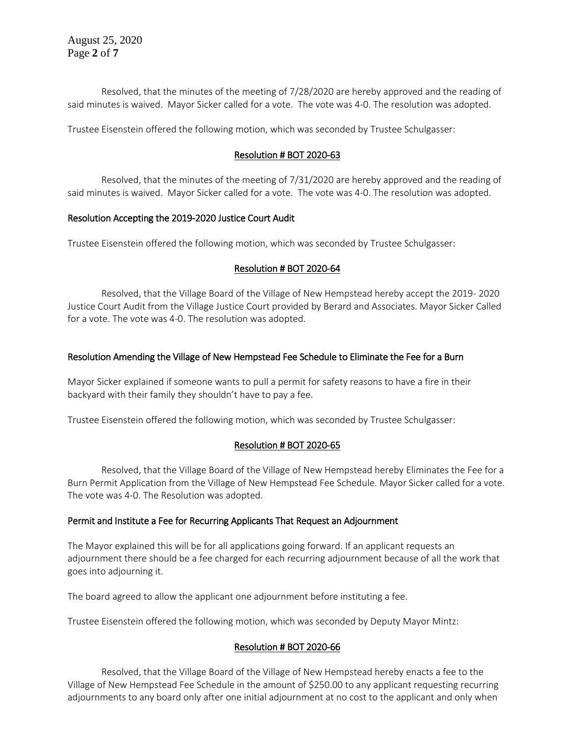Resolved, that the minutes of the meeting of 7/28/2020 are hereby approved and the reading of said minutes is waived. Mayor Sicker called for a vote. The vote was 4-0. The resolution was adopted.

Trustee Eisenstein offered the following motion, which was seconded by Trustee Schulgasser:

**Resolution # BOT 2020-63**

Resolved, that the minutes of the meeting of 7/31/2020 are hereby approved and the reading of said minutes is waived. Mayor Sicker called for a vote. The vote was 4-0. The resolution was adopted.

**Resolution Accepting the 2019-2020 Justice Court Audit**

Trustee Eisenstein offered the following motion, which was seconded by Trustee Schulgasser:

**Resolution # BOT 2020-64**

Resolved, that the Village Board of the Village of New Hempstead hereby accept the 2019- 2020 Justice Court Audit from the Village Justice Court provided by Berard and Associates. Mayor Sicker Called for a vote. The vote was 4-0. The resolution was adopted.

**Resolution Amending the Village of New Hempstead Fee Schedule to Eliminate the Fee for a Burn**

Mayor Sicker explained if someone wants to pull a permit for safety reasons to have a fire in their backyard with their family they shouldn't have to pay a fee.

Trustee Eisenstein offered the following motion, which was seconded by Trustee Schulgasser:

**Resolution # BOT 2020-65**

Resolved, that the Village Board of the Village of New Hempstead hereby Eliminates the Fee for a Burn Permit Application from the Village of New Hempstead Fee Schedule. Mayor Sicker called for a vote. The vote was 4-0. The Resolution was adopted.

**Permit and Institute a Fee for Recurring Applicants That Request an Adjournment**

The Mayor explained this will be for all applications going forward. If an applicant requests an adjournment there should be a fee charged for each recurring adjournment because of all the work that goes into adjourning it.

The board agreed to allow the applicant one adjournment before instituting a fee.

Trustee Eisenstein offered the following motion, which was seconded by Deputy Mayor Mintz:

**Resolution # BOT 2020-66**

Resolved, that the Village Board of the Village of New Hempstead hereby enacts a fee to the Village of New Hempstead Fee Schedule in the amount of $250.00 to any applicant requesting recurring adjournments to any board only after one initial adjournment at no cost to the applicant and only when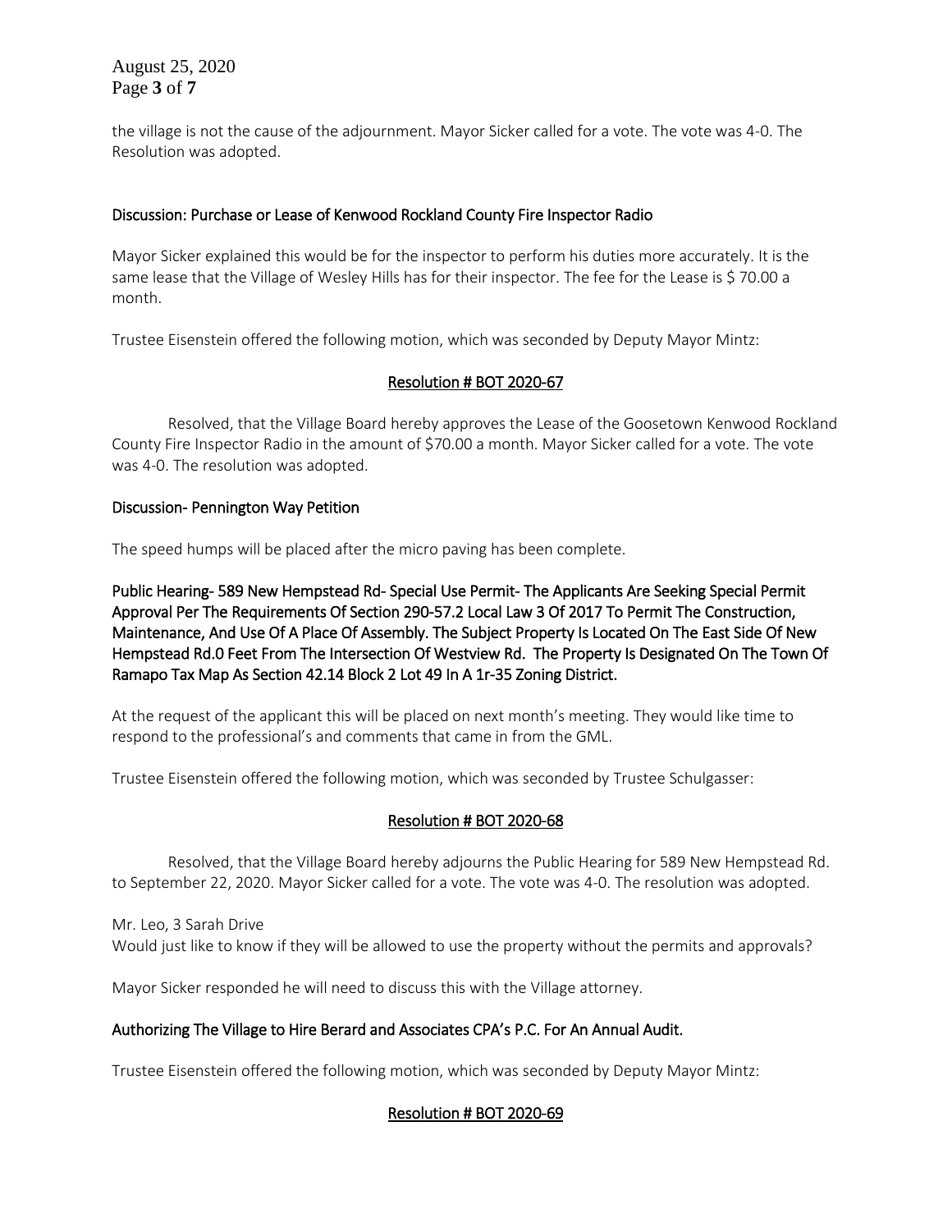the village is not the cause of the adjournment. Mayor Sicker called for a vote. The vote was 4-0. The Resolution was adopted.

## Discussion: Purchase or Lease of Kenwood Rockland County Fire Inspector Radio

Mayor Sicker explained this would be for the inspector to perform his duties more accurately. It is the same lease that the Village of Wesley Hills has for their inspector. The fee for the Lease is $ 70.00 a month.

Trustee Eisenstein offered the following motion, which was seconded by Deputy Mayor Mintz:

### Resolution # BOT 2020-67

Resolved, that the Village Board hereby approves the Lease of the Goosetown Kenwood Rockland County Fire Inspector Radio in the amount of $70.00 a month. Mayor Sicker called for a vote. The vote was 4-0. The resolution was adopted.

## Discussion- Pennington Way Petition

The speed humps will be placed after the micro paving has been complete.

## Public Hearing- 589 New Hempstead Rd- Special Use Permit- The Applicants Are Seeking Special Permit Approval Per The Requirements Of Section 290-57.2 Local Law 3 Of 2017 To Permit The Construction, Maintenance, And Use Of A Place Of Assembly. The Subject Property Is Located On The East Side Of New Hempstead Rd.0 Feet From The Intersection Of Westview Rd. The Property Is Designated On The Town Of Ramapo Tax Map As Section 42.14 Block 2 Lot 49 In A 1r-35 Zoning District.

At the request of the applicant this will be placed on next month's meeting. They would like time to respond to the professional's and comments that came in from the GML.

Trustee Eisenstein offered the following motion, which was seconded by Trustee Schulgasser:

### Resolution # BOT 2020-68

Resolved, that the Village Board hereby adjourns the Public Hearing for 589 New Hempstead Rd. to September 22, 2020. Mayor Sicker called for a vote. The vote was 4-0. The resolution was adopted.

Mr. Leo, 3 Sarah Drive
Would just like to know if they will be allowed to use the property without the permits and approvals?

Mayor Sicker responded he will need to discuss this with the Village attorney.

## Authorizing The Village to Hire Berard and Associates CPA's P.C. For An Annual Audit.

Trustee Eisenstein offered the following motion, which was seconded by Deputy Mayor Mintz:

### Resolution # BOT 2020-69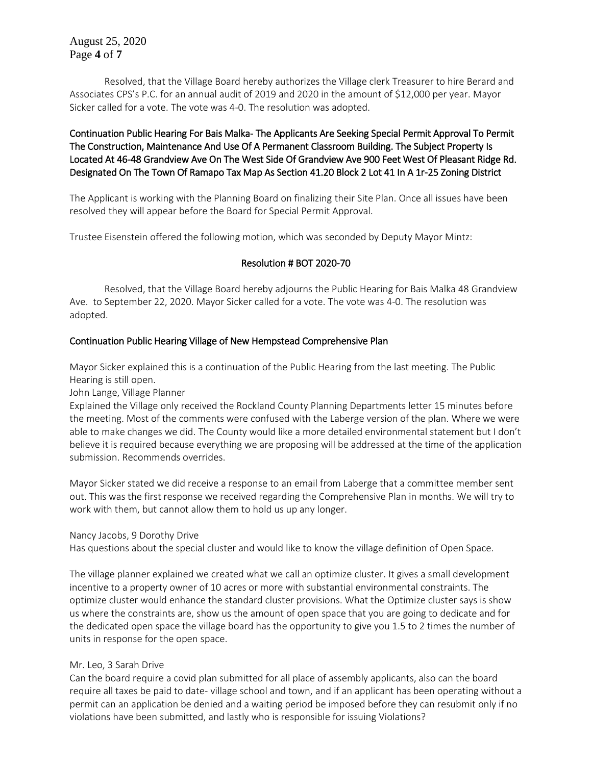Resolved, that the Village Board hereby authorizes the Village clerk Treasurer to hire Berard and Associates CPS's P.C. for an annual audit of 2019 and 2020 in the amount of $12,000 per year. Mayor Sicker called for a vote. The vote was 4-0. The resolution was adopted.

**Continuation Public Hearing For Bais Malka- The Applicants Are Seeking Special Permit Approval To Permit The Construction, Maintenance And Use Of A Permanent Classroom Building. The Subject Property Is Located At 46-48 Grandview Ave On The West Side Of Grandview Ave 900 Feet West Of Pleasant Ridge Rd. Designated On The Town Of Ramapo Tax Map As Section 41.20 Block 2 Lot 41 In A 1r-25 Zoning District**

The Applicant is working with the Planning Board on finalizing their Site Plan. Once all issues have been resolved they will appear before the Board for Special Permit Approval.

Trustee Eisenstein offered the following motion, which was seconded by Deputy Mayor Mintz:

**Resolution # BOT 2020-70**

Resolved, that the Village Board hereby adjourns the Public Hearing for Bais Malka 48 Grandview Ave. to September 22, 2020. Mayor Sicker called for a vote. The vote was 4-0. The resolution was adopted.

**Continuation Public Hearing Village of New Hempstead Comprehensive Plan**

Mayor Sicker explained this is a continuation of the Public Hearing from the last meeting. The Public Hearing is still open.

John Lange, Village Planner

Explained the Village only received the Rockland County Planning Departments letter 15 minutes before the meeting. Most of the comments were confused with the Laberge version of the plan. Where we were able to make changes we did. The County would like a more detailed environmental statement but I don't believe it is required because everything we are proposing will be addressed at the time of the application submission. Recommends overrides.

Mayor Sicker stated we did receive a response to an email from Laberge that a committee member sent out. This was the first response we received regarding the Comprehensive Plan in months. We will try to work with them, but cannot allow them to hold us up any longer.

Nancy Jacobs, 9 Dorothy Drive

Has questions about the special cluster and would like to know the village definition of Open Space.

The village planner explained we created what we call an optimize cluster. It gives a small development incentive to a property owner of 10 acres or more with substantial environmental constraints. The optimize cluster would enhance the standard cluster provisions. What the Optimize cluster says is show us where the constraints are, show us the amount of open space that you are going to dedicate and for the dedicated open space the village board has the opportunity to give you 1.5 to 2 times the number of units in response for the open space.

Mr. Leo, 3 Sarah Drive

Can the board require a covid plan submitted for all place of assembly applicants, also can the board require all taxes be paid to date- village school and town, and if an applicant has been operating without a permit can an application be denied and a waiting period be imposed before they can resubmit only if no violations have been submitted, and lastly who is responsible for issuing Violations?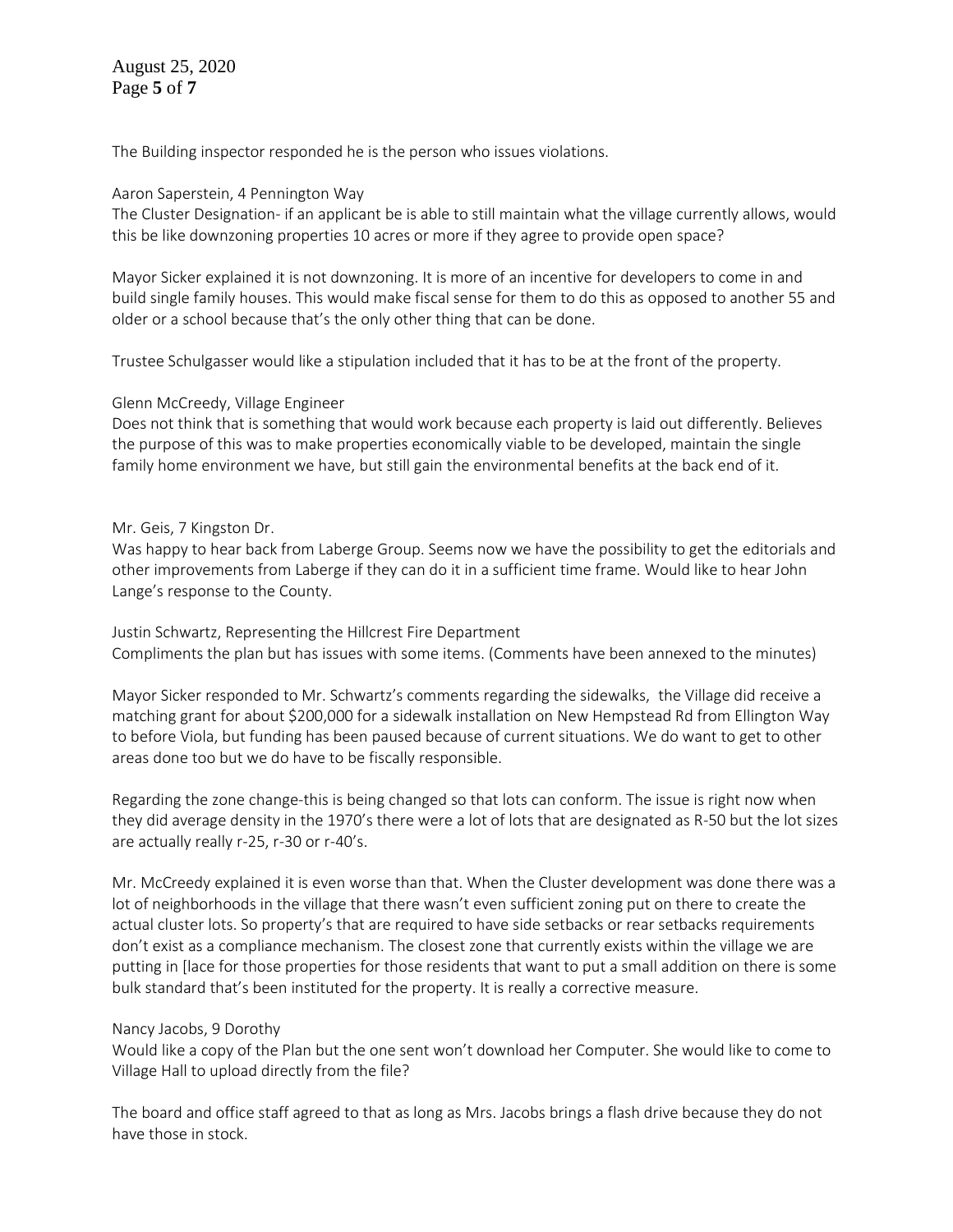The Building inspector responded he is the person who issues violations.

Aaron Saperstein, 4 Pennington Way
The Cluster Designation- if an applicant be is able to still maintain what the village currently allows, would this be like downzoning properties 10 acres or more if they agree to provide open space?

Mayor Sicker explained it is not downzoning. It is more of an incentive for developers to come in and build single family houses. This would make fiscal sense for them to do this as opposed to another 55 and older or a school because that's the only other thing that can be done.

Trustee Schulgasser would like a stipulation included that it has to be at the front of the property.

Glenn McCreedy, Village Engineer
Does not think that is something that would work because each property is laid out differently. Believes the purpose of this was to make properties economically viable to be developed, maintain the single family home environment we have, but still gain the environmental benefits at the back end of it.

Mr. Geis, 7 Kingston Dr.
Was happy to hear back from Laberge Group. Seems now we have the possibility to get the editorials and other improvements from Laberge if they can do it in a sufficient time frame. Would like to hear John Lange's response to the County.

Justin Schwartz, Representing the Hillcrest Fire Department
Compliments the plan but has issues with some items. (Comments have been annexed to the minutes)

Mayor Sicker responded to Mr. Schwartz's comments regarding the sidewalks, the Village did receive a matching grant for about $200,000 for a sidewalk installation on New Hempstead Rd from Ellington Way to before Viola, but funding has been paused because of current situations. We do want to get to other areas done too but we do have to be fiscally responsible.

Regarding the zone change-this is being changed so that lots can conform. The issue is right now when they did average density in the 1970's there were a lot of lots that are designated as R-50 but the lot sizes are actually really r-25, r-30 or r-40's.

Mr. McCreedy explained it is even worse than that. When the Cluster development was done there was a lot of neighborhoods in the village that there wasn't even sufficient zoning put on there to create the actual cluster lots. So property's that are required to have side setbacks or rear setbacks requirements don't exist as a compliance mechanism. The closest zone that currently exists within the village we are putting in [lace for those properties for those residents that want to put a small addition on there is some bulk standard that's been instituted for the property. It is really a corrective measure.

Nancy Jacobs, 9 Dorothy
Would like a copy of the Plan but the one sent won't download her Computer. She would like to come to Village Hall to upload directly from the file?

The board and office staff agreed to that as long as Mrs. Jacobs brings a flash drive because they do not have those in stock.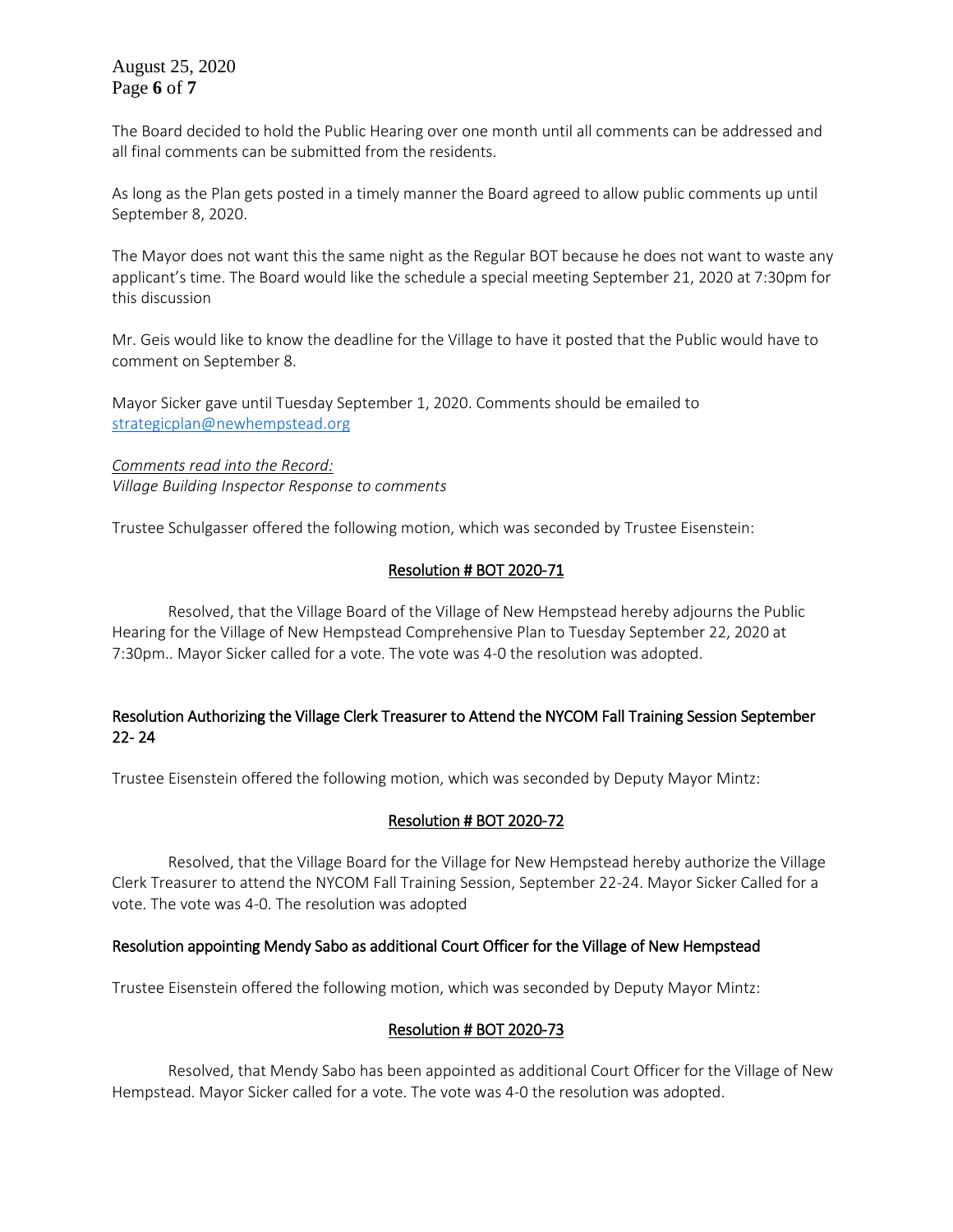The Board decided to hold the Public Hearing over one month until all comments can be addressed and all final comments can be submitted from the residents.

As long as the Plan gets posted in a timely manner the Board agreed to allow public comments up until September 8, 2020.

The Mayor does not want this the same night as the Regular BOT because he does not want to waste any applicant's time. The Board would like the schedule a special meeting September 21, 2020 at 7:30pm for this discussion

Mr. Geis would like to know the deadline for the Village to have it posted that the Public would have to comment on September 8.

Mayor Sicker gave until Tuesday September 1, 2020. Comments should be emailed to strategicplan@newhempstead.org

*Comments read into the Record:*
*Village Building Inspector Response to comments*

Trustee Schulgasser offered the following motion, which was seconded by Trustee Eisenstein:

**Resolution # BOT 2020-71**

Resolved, that the Village Board of the Village of New Hempstead hereby adjourns the Public Hearing for the Village of New Hempstead Comprehensive Plan to Tuesday September 22, 2020 at 7:30pm.. Mayor Sicker called for a vote. The vote was 4-0 the resolution was adopted.

### Resolution Authorizing the Village Clerk Treasurer to Attend the NYCOM Fall Training Session September 22- 24

Trustee Eisenstein offered the following motion, which was seconded by Deputy Mayor Mintz:

**Resolution # BOT 2020-72**

Resolved, that the Village Board for the Village for New Hempstead hereby authorize the Village Clerk Treasurer to attend the NYCOM Fall Training Session, September 22-24. Mayor Sicker Called for a vote. The vote was 4-0. The resolution was adopted

### Resolution appointing Mendy Sabo as additional Court Officer for the Village of New Hempstead

Trustee Eisenstein offered the following motion, which was seconded by Deputy Mayor Mintz:

**Resolution # BOT 2020-73**

Resolved, that Mendy Sabo has been appointed as additional Court Officer for the Village of New Hempstead. Mayor Sicker called for a vote. The vote was 4-0 the resolution was adopted.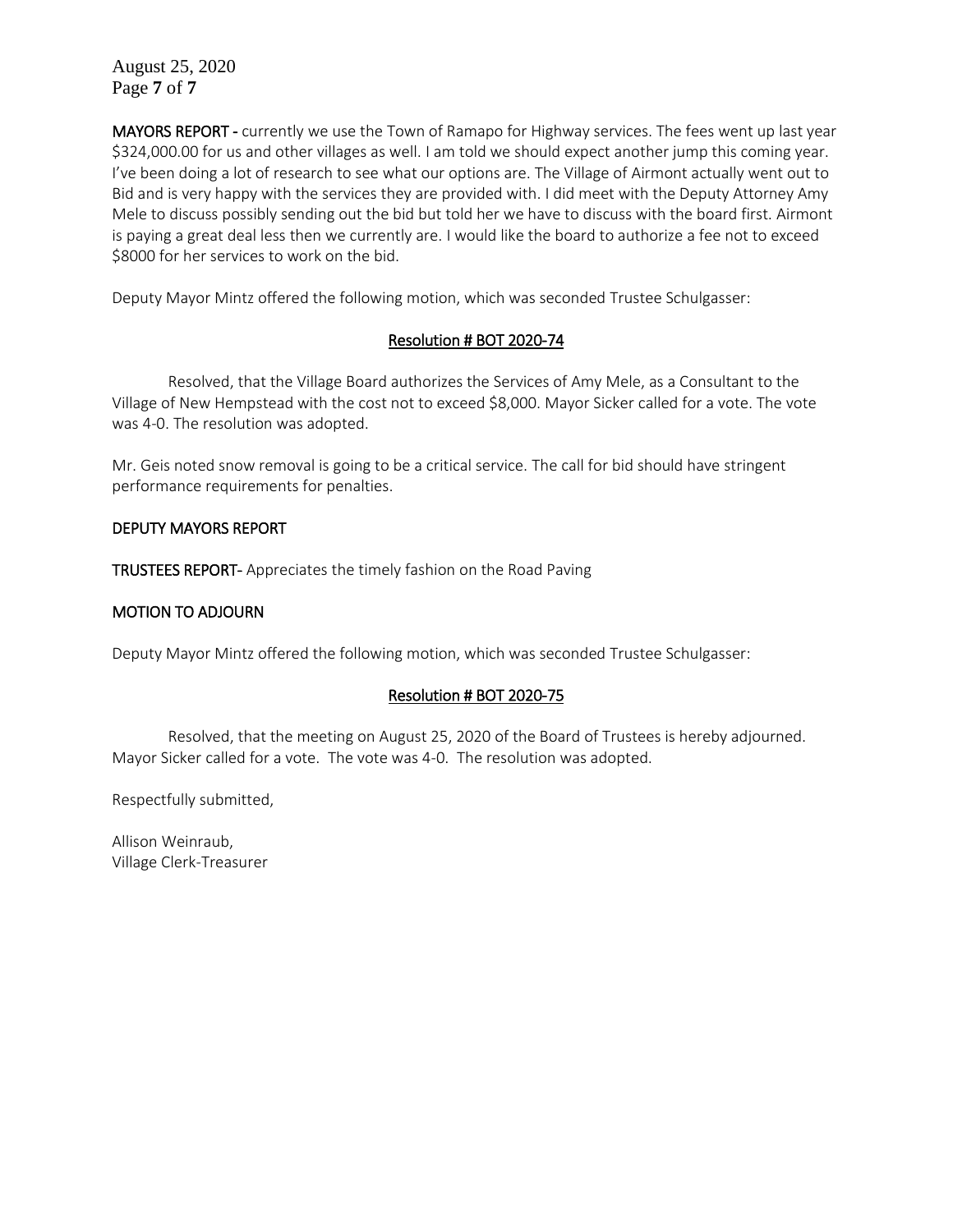**MAYORS REPORT -** currently we use the Town of Ramapo for Highway services. The fees went up last year $324,000.00 for us and other villages as well. I am told we should expect another jump this coming year. I've been doing a lot of research to see what our options are. The Village of Airmont actually went out to Bid and is very happy with the services they are provided with. I did meet with the Deputy Attorney Amy Mele to discuss possibly sending out the bid but told her we have to discuss with the board first. Airmont is paying a great deal less then we currently are. I would like the board to authorize a fee not to exceed $8000 for her services to work on the bid.

Deputy Mayor Mintz offered the following motion, which was seconded Trustee Schulgasser:

**Resolution # BOT 2020-74**

Resolved, that the Village Board authorizes the Services of Amy Mele, as a Consultant to the Village of New Hempstead with the cost not to exceed $8,000. Mayor Sicker called for a vote. The vote was 4-0. The resolution was adopted.

Mr. Geis noted snow removal is going to be a critical service. The call for bid should have stringent performance requirements for penalties.

**DEPUTY MAYORS REPORT**

**TRUSTEES REPORT-** Appreciates the timely fashion on the Road Paving

**MOTION TO ADJOURN**

Deputy Mayor Mintz offered the following motion, which was seconded Trustee Schulgasser:

**Resolution # BOT 2020-75**

Resolved, that the meeting on August 25, 2020 of the Board of Trustees is hereby adjourned. Mayor Sicker called for a vote. The vote was 4-0. The resolution was adopted.

Respectfully submitted,

Allison Weinraub,
Village Clerk-Treasurer